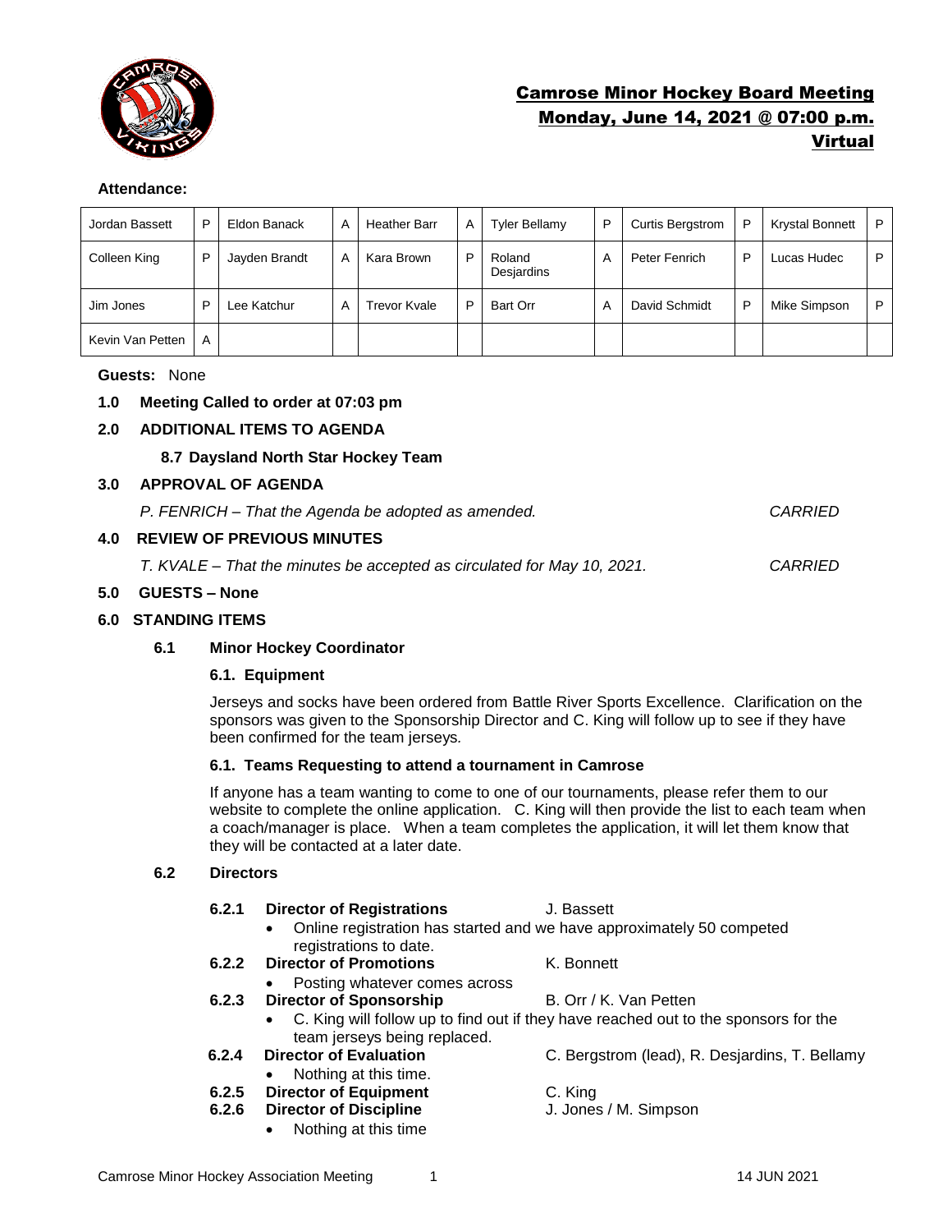# Camrose Minor Hockey Board Meeting
## Monday, June 14, 2021 @ 07:00 p.m.
## Virtual

**Attendance:**

| Jordan Bassett | P | Eldon Banack | A | Heather Barr | A | Tyler Bellamy | P | Curtis Bergstrom | P | Krystal Bonnett | P |
|---|---|---|---|---|---|---|---|---|---|---|---|
| Colleen King | P | Jayden Brandt | A | Kara Brown | P | Roland Desjardins | A | Peter Fenrich | P | Lucas Hudec | P |
| Jim Jones | P | Lee Katchur | A | Trevor Kvale | P | Bart Orr | A | David Schmidt | P | Mike Simpson | P |
| Kevin Van Petten | A | | | | | | | | | | |

**Guests:** None

**1.0 Meeting Called to order at 07:03 pm**

**2.0 ADDITIONAL ITEMS TO AGENDA**

**8.7 Daysland North Star Hockey Team**

**3.0 APPROVAL OF AGENDA**

*P. FENRICH – That the Agenda be adopted as amended.* *CARRIED*

**4.0 REVIEW OF PREVIOUS MINUTES**

*T. KVALE – That the minutes be accepted as circulated for May 10, 2021.* *CARRIED*

**5.0 GUESTS – None**

**6.0 STANDING ITEMS**

**6.1 Minor Hockey Coordinator**

**6.1. Equipment**

Jerseys and socks have been ordered from Battle River Sports Excellence. Clarification on the sponsors was given to the Sponsorship Director and C. King will follow up to see if they have been confirmed for the team jerseys.

**6.1. Teams Requesting to attend a tournament in Camrose**

If anyone has a team wanting to come to one of our tournaments, please refer them to our website to complete the online application. C. King will then provide the list to each team when a coach/manager is place. When a team completes the application, it will let them know that they will be contacted at a later date.

**6.2 Directors**

**6.2.1 Director of Registrations** J. Bassett

- Online registration has started and we have approximately 50 competed registrations to date.

**6.2.2 Director of Promotions** K. Bonnett

- Posting whatever comes across

**6.2.3 Director of Sponsorship** B. Orr / K. Van Petten

- C. King will follow up to find out if they have reached out to the sponsors for the team jerseys being replaced.

**6.2.4 Director of Evaluation** C. Bergstrom (lead), R. Desjardins, T. Bellamy

- Nothing at this time.

**6.2.5 Director of Equipment** C. King

**6.2.6 Director of Discipline** J. Jones / M. Simpson

- Nothing at this time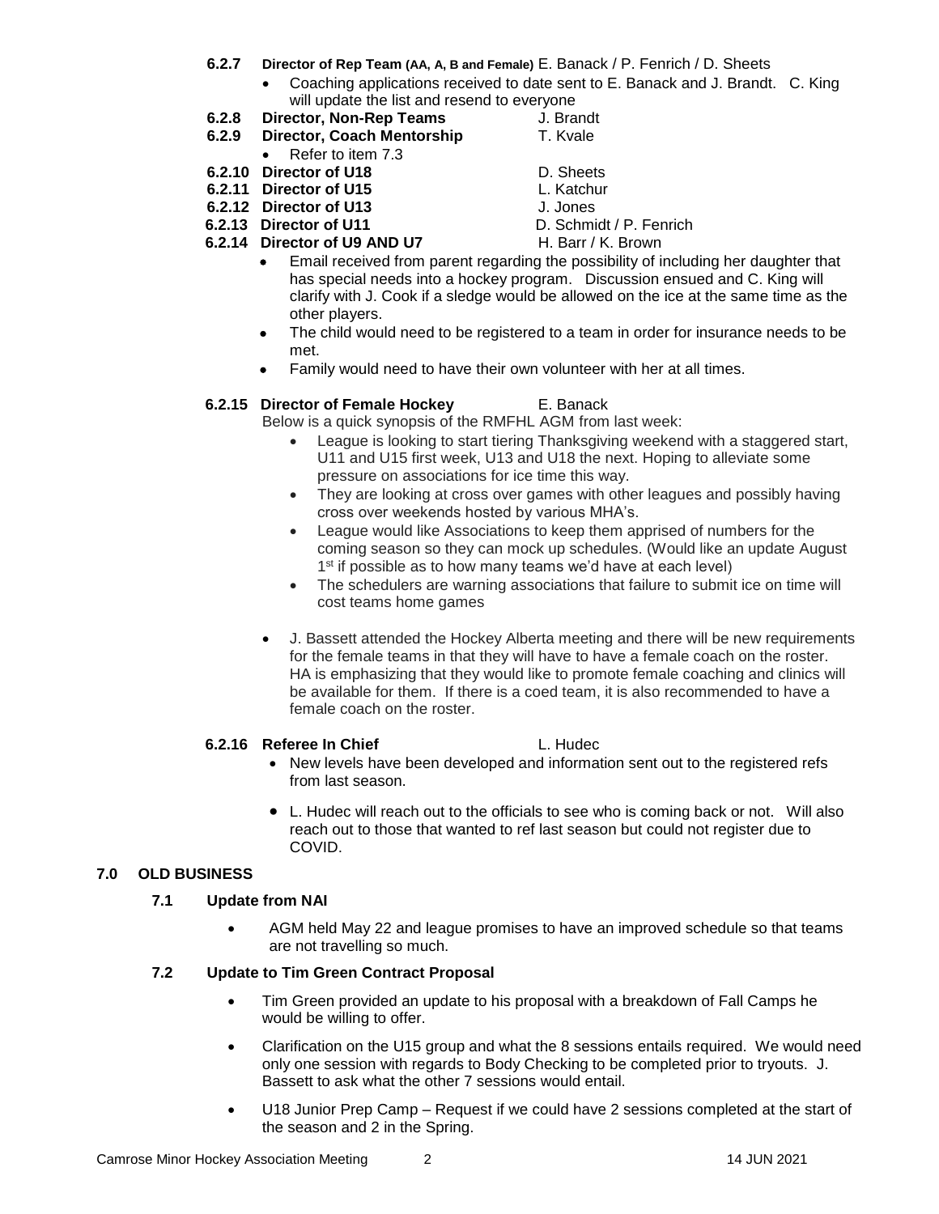**6.2.7 Director of Rep Team (AA, A, B and Female)** E. Banack / P. Fenrich / D. Sheets

- Coaching applications received to date sent to E. Banack and J. Brandt. C. King will update the list and resend to everyone

**6.2.8 Director, Non-Rep Teams** J. Brandt

**6.2.9 Director, Coach Mentorship** T. Kvale

- Refer to item 7.3

**6.2.10 Director of U18** D. Sheets

**6.2.11 Director of U15** L. Katchur

**6.2.12 Director of U13** J. Jones

**6.2.13 Director of U11** D. Schmidt / P. Fenrich

**6.2.14 Director of U9 AND U7** H. Barr / K. Brown

- Email received from parent regarding the possibility of including her daughter that has special needs into a hockey program. Discussion ensued and C. King will clarify with J. Cook if a sledge would be allowed on the ice at the same time as the other players.
- The child would need to be registered to a team in order for insurance needs to be met.
- Family would need to have their own volunteer with her at all times.

**6.2.15 Director of Female Hockey** E. Banack

Below is a quick synopsis of the RMFHL AGM from last week:

- League is looking to start tiering Thanksgiving weekend with a staggered start, U11 and U15 first week, U13 and U18 the next. Hoping to alleviate some pressure on associations for ice time this way.
- They are looking at cross over games with other leagues and possibly having cross over weekends hosted by various MHA's.
- League would like Associations to keep them apprised of numbers for the coming season so they can mock up schedules. (Would like an update August 1st if possible as to how many teams we'd have at each level)
- The schedulers are warning associations that failure to submit ice on time will cost teams home games

- J. Bassett attended the Hockey Alberta meeting and there will be new requirements for the female teams in that they will have to have a female coach on the roster. HA is emphasizing that they would like to promote female coaching and clinics will be available for them. If there is a coed team, it is also recommended to have a female coach on the roster.

**6.2.16 Referee In Chief** L. Hudec

- New levels have been developed and information sent out to the registered refs from last season.
- L. Hudec will reach out to the officials to see who is coming back or not. Will also reach out to those that wanted to ref last season but could not register due to COVID.

## 7.0 OLD BUSINESS

### 7.1 Update from NAI

- AGM held May 22 and league promises to have an improved schedule so that teams are not travelling so much.

### 7.2 Update to Tim Green Contract Proposal

- Tim Green provided an update to his proposal with a breakdown of Fall Camps he would be willing to offer.
- Clarification on the U15 group and what the 8 sessions entails required. We would need only one session with regards to Body Checking to be completed prior to tryouts. J. Bassett to ask what the other 7 sessions would entail.
- U18 Junior Prep Camp – Request if we could have 2 sessions completed at the start of the season and 2 in the Spring.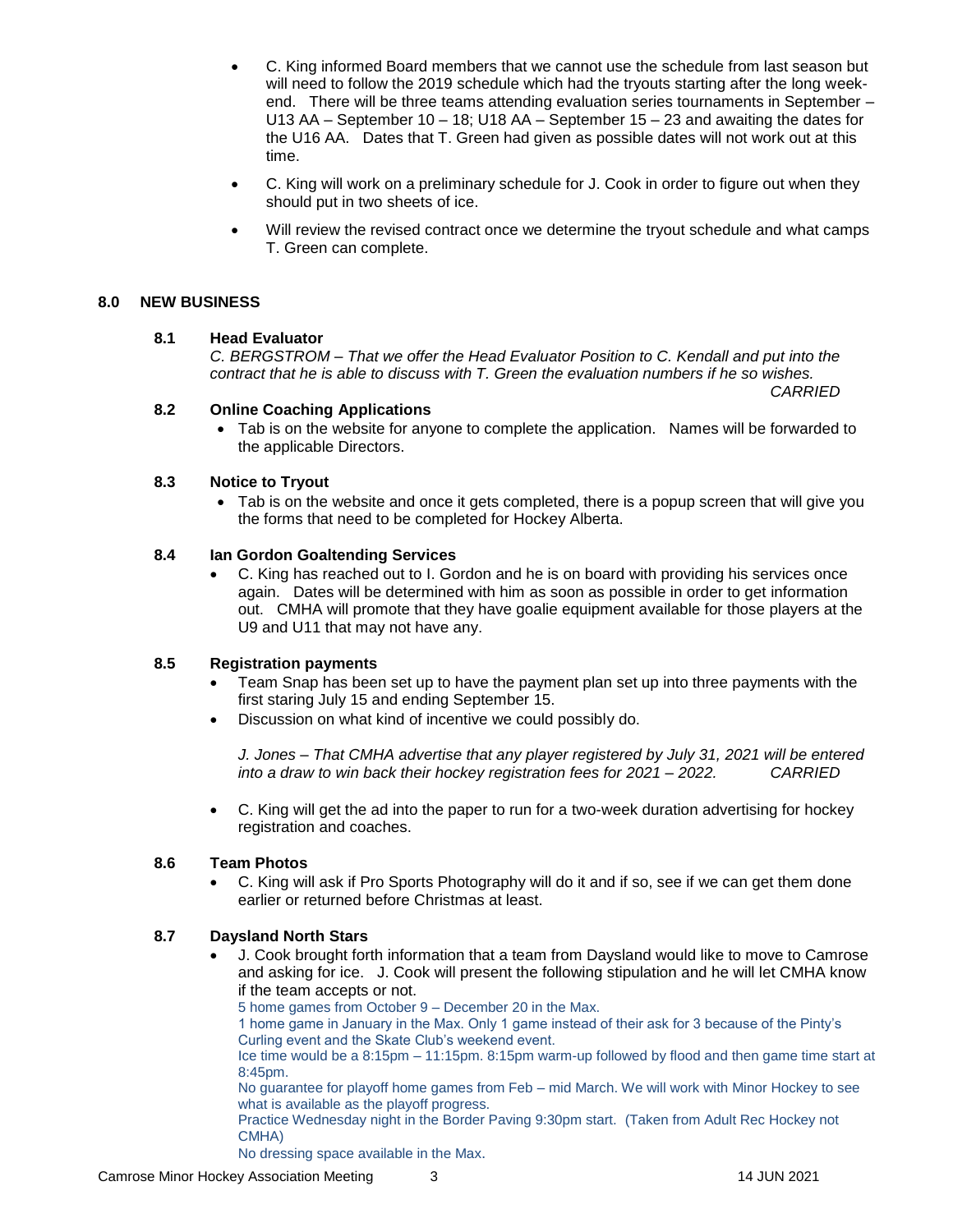- C. King informed Board members that we cannot use the schedule from last season but will need to follow the 2019 schedule which had the tryouts starting after the long week-end. There will be three teams attending evaluation series tournaments in September – U13 AA – September 10 – 18; U18 AA – September 15 – 23 and awaiting the dates for the U16 AA. Dates that T. Green had given as possible dates will not work out at this time.
- C. King will work on a preliminary schedule for J. Cook in order to figure out when they should put in two sheets of ice.
- Will review the revised contract once we determine the tryout schedule and what camps T. Green can complete.

## 8.0 NEW BUSINESS

### 8.1 Head Evaluator

*C. BERGSTROM – That we offer the Head Evaluator Position to C. Kendall and put into the contract that he is able to discuss with T. Green the evaluation numbers if he so wishes.*

*CARRIED*

### 8.2 Online Coaching Applications

- Tab is on the website for anyone to complete the application. Names will be forwarded to the applicable Directors.

### 8.3 Notice to Tryout

- Tab is on the website and once it gets completed, there is a popup screen that will give you the forms that need to be completed for Hockey Alberta.

### 8.4 Ian Gordon Goaltending Services

- C. King has reached out to I. Gordon and he is on board with providing his services once again. Dates will be determined with him as soon as possible in order to get information out. CMHA will promote that they have goalie equipment available for those players at the U9 and U11 that may not have any.

### 8.5 Registration payments

- Team Snap has been set up to have the payment plan set up into three payments with the first staring July 15 and ending September 15.
- Discussion on what kind of incentive we could possibly do.

*J. Jones – That CMHA advertise that any player registered by July 31, 2021 will be entered into a draw to win back their hockey registration fees for 2021 – 2022.* *CARRIED*

- C. King will get the ad into the paper to run for a two-week duration advertising for hockey registration and coaches.

### 8.6 Team Photos

- C. King will ask if Pro Sports Photography will do it and if so, see if we can get them done earlier or returned before Christmas at least.

### 8.7 Daysland North Stars

- J. Cook brought forth information that a team from Daysland would like to move to Camrose and asking for ice. J. Cook will present the following stipulation and he will let CMHA know if the team accepts or not.

  5 home games from October 9 – December 20 in the Max.
  1 home game in January in the Max. Only 1 game instead of their ask for 3 because of the Pinty's Curling event and the Skate Club's weekend event.
  Ice time would be a 8:15pm – 11:15pm. 8:15pm warm-up followed by flood and then game time start at 8:45pm.
  No guarantee for playoff home games from Feb – mid March. We will work with Minor Hockey to see what is available as the playoff progress.
  Practice Wednesday night in the Border Paving 9:30pm start. (Taken from Adult Rec Hockey not CMHA)
  No dressing space available in the Max.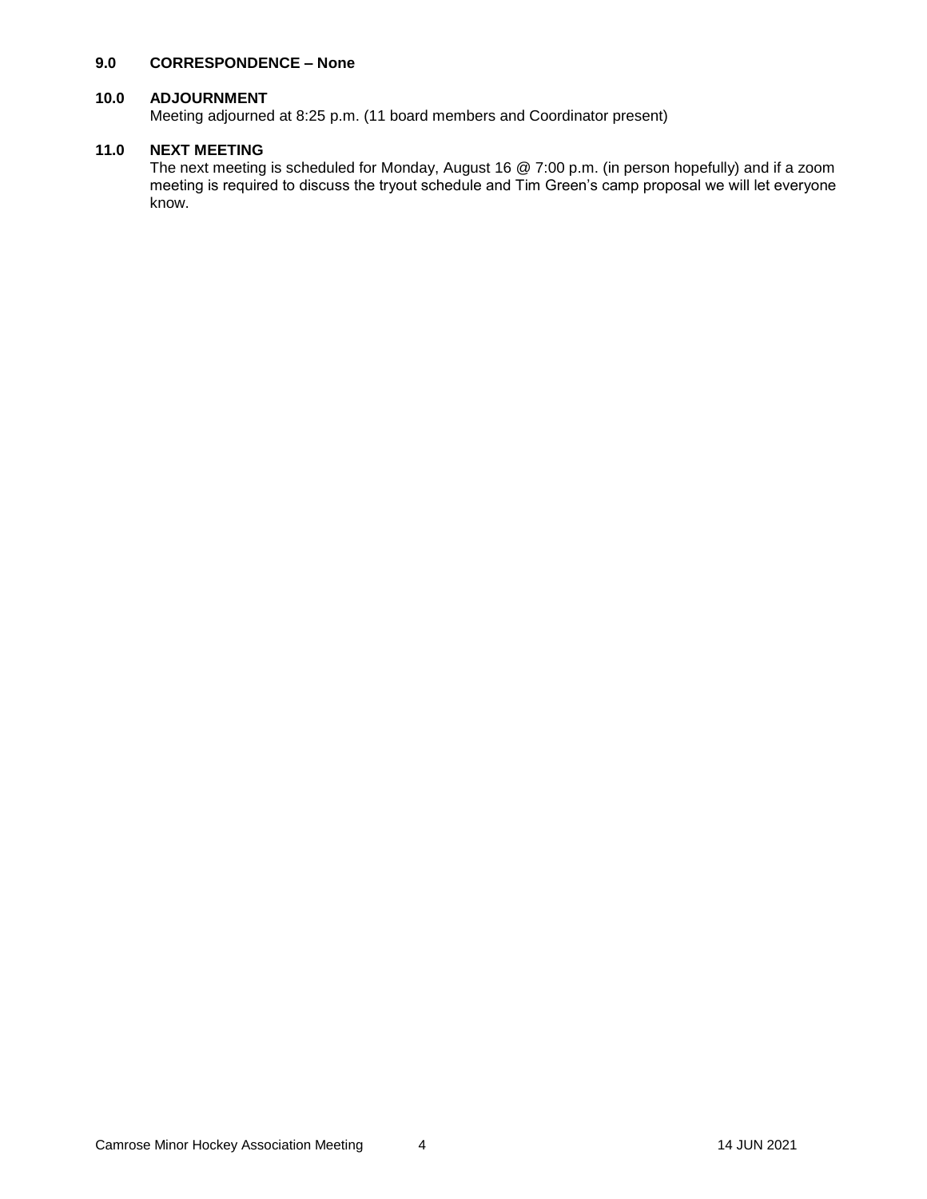## 9.0 CORRESPONDENCE – None

## 10.0 ADJOURNMENT

Meeting adjourned at 8:25 p.m. (11 board members and Coordinator present)

## 11.0 NEXT MEETING

The next meeting is scheduled for Monday, August 16 @ 7:00 p.m. (in person hopefully) and if a zoom meeting is required to discuss the tryout schedule and Tim Green's camp proposal we will let everyone know.